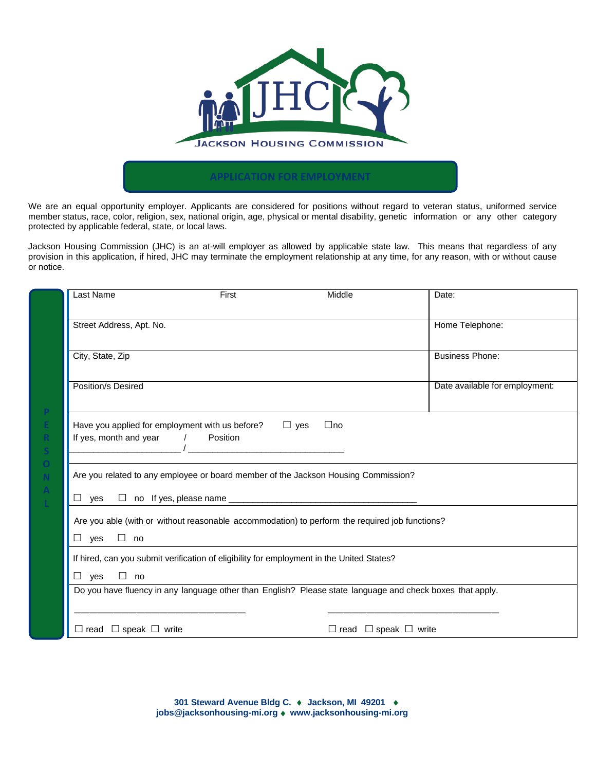JACKSON HOUSING COMMISSION

# APPLICATION FOR EMPLOYMENT

We are an equal opportunity employer. Applicants are considered for positions without regard to veteran status, uniformed service member status, race, color, religion, sex, national origin, age, physical or mental disability, genetic information or any other category protected by applicable federal, state, or local laws.

Jackson Housing Commission (JHC) is an at-will employer as allowed by applicable state law. This means that regardless of any provision in this application, if hired, JHC may terminate the employment relationship at any time, for any reason, with or without cause or notice.

## PERSONAL

| Last Name / First / Middle | Date: |
|---|---|
| Street Address, Apt. No. | Home Telephone: |
| City, State, Zip | Business Phone: |
| Position/s Desired | Date available for employment: |

Have you applied for employment with us before? ☐ yes ☐no

If yes, month and year ______________________ / ______ Position ________________________________

Are you related to any employee or board member of the Jackson Housing Commission?

☐ yes ☐ no If yes, please name ________________________________________

Are you able (with or without reasonable accommodation) to perform the required job functions?

☐ yes ☐ no

If hired, can you submit verification of eligibility for employment in the United States?

☐ yes ☐ no

Do you have fluency in any language other than English? Please state language and check boxes that apply.

__________________________________ __________________________________

☐ read ☐ speak ☐ write ☐ read ☐ speak ☐ write

**301 Steward Avenue Bldg C. ♦ Jackson, MI 49201 ♦**
**jobs@jacksonhousing-mi.org ♦ www.jacksonhousing-mi.org**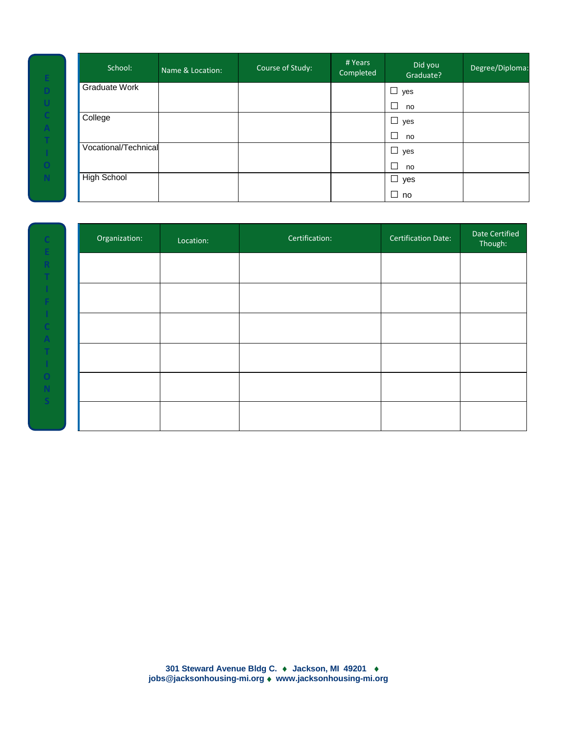## EDUCATION

| School: | Name & Location: | Course of Study: | # Years Completed | Did you Graduate? | Degree/Diploma: |
|---|---|---|---|---|---|
| Graduate Work | | | | ☐ yes ☐ no | |
| College | | | | ☐ yes ☐ no | |
| Vocational/Technical | | | | ☐ yes ☐ no | |
| High School | | | | ☐ yes ☐ no | |

## CERTIFICATIONS

| Organization: | Location: | Certification: | Certification Date: | Date Certified Though: |
|---|---|---|---|---|
| | | | | |
| | | | | |
| | | | | |
| | | | | |
| | | | | |
| | | | | |

**301 Steward Avenue Bldg C. ♦ Jackson, MI 49201 ♦**
**jobs@jacksonhousing-mi.org ♦ www.jacksonhousing-mi.org**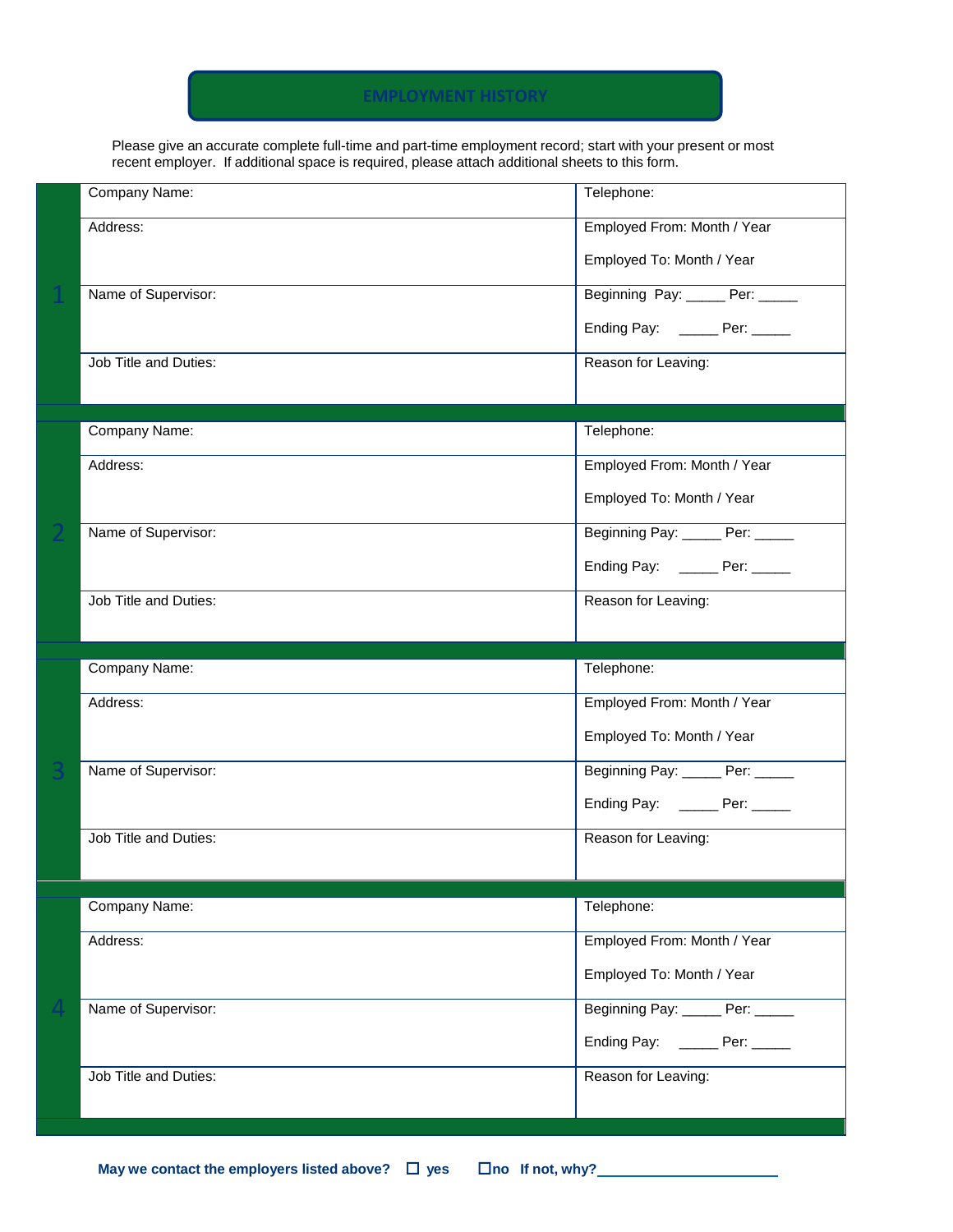# EMPLOYMENT HISTORY

Please give an accurate complete full-time and part-time employment record; start with your present or most recent employer. If additional space is required, please attach additional sheets to this form.

| | | |
|---|---|---|
| 1 | Company Name: | Telephone: |
| | Address: | Employed From: Month / Year<br>Employed To: Month / Year |
| | Name of Supervisor: | Beginning Pay: _____ Per: _____<br>Ending Pay: _____ Per: _____ |
| | Job Title and Duties: | Reason for Leaving: |
| 2 | Company Name: | Telephone: |
| | Address: | Employed From: Month / Year<br>Employed To: Month / Year |
| | Name of Supervisor: | Beginning Pay: _____ Per: _____<br>Ending Pay: _____ Per: _____ |
| | Job Title and Duties: | Reason for Leaving: |
| 3 | Company Name: | Telephone: |
| | Address: | Employed From: Month / Year<br>Employed To: Month / Year |
| | Name of Supervisor: | Beginning Pay: _____ Per: _____<br>Ending Pay: _____ Per: _____ |
| | Job Title and Duties: | Reason for Leaving: |
| 4 | Company Name: | Telephone: |
| | Address: | Employed From: Month / Year<br>Employed To: Month / Year |
| | Name of Supervisor: | Beginning Pay: _____ Per: _____<br>Ending Pay: _____ Per: _____ |
| | Job Title and Duties: | Reason for Leaving: |

**May we contact the employers listed above? ☐ yes ☐no If not, why?______________________**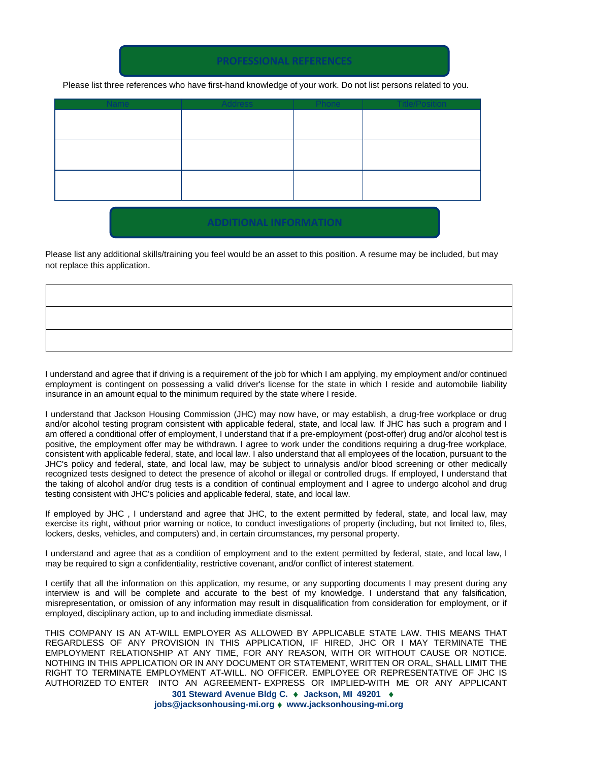## PROFESSIONAL REFERENCES

Please list three references who have first-hand knowledge of your work. Do not list persons related to you.

| Name | Address | Phone | Title/Position |
|---|---|---|---|
| | | | |
| | | | |
| | | | |

## ADDITIONAL INFORMATION

Please list any additional skills/training you feel would be an asset to this position. A resume may be included, but may not replace this application.

| |
|---|
| |
| |
| |

I understand and agree that if driving is a requirement of the job for which I am applying, my employment and/or continued employment is contingent on possessing a valid driver's license for the state in which I reside and automobile liability insurance in an amount equal to the minimum required by the state where I reside.

I understand that Jackson Housing Commission (JHC) may now have, or may establish, a drug-free workplace or drug and/or alcohol testing program consistent with applicable federal, state, and local law. If JHC has such a program and I am offered a conditional offer of employment, I understand that if a pre-employment (post-offer) drug and/or alcohol test is positive, the employment offer may be withdrawn. I agree to work under the conditions requiring a drug-free workplace, consistent with applicable federal, state, and local law. I also understand that all employees of the location, pursuant to the JHC's policy and federal, state, and local law, may be subject to urinalysis and/or blood screening or other medically recognized tests designed to detect the presence of alcohol or illegal or controlled drugs. If employed, I understand that the taking of alcohol and/or drug tests is a condition of continual employment and I agree to undergo alcohol and drug testing consistent with JHC's policies and applicable federal, state, and local law.

If employed by JHC , I understand and agree that JHC, to the extent permitted by federal, state, and local law, may exercise its right, without prior warning or notice, to conduct investigations of property (including, but not limited to, files, lockers, desks, vehicles, and computers) and, in certain circumstances, my personal property.

I understand and agree that as a condition of employment and to the extent permitted by federal, state, and local law, I may be required to sign a confidentiality, restrictive covenant, and/or conflict of interest statement.

I certify that all the information on this application, my resume, or any supporting documents I may present during any interview is and will be complete and accurate to the best of my knowledge. I understand that any falsification, misrepresentation, or omission of any information may result in disqualification from consideration for employment, or if employed, disciplinary action, up to and including immediate dismissal.

THIS COMPANY IS AN AT-WILL EMPLOYER AS ALLOWED BY APPLICABLE STATE LAW. THIS MEANS THAT REGARDLESS OF ANY PROVISION IN THIS APPLICATION, IF HIRED, JHC OR I MAY TERMINATE THE EMPLOYMENT RELATIONSHIP AT ANY TIME, FOR ANY REASON, WITH OR WITHOUT CAUSE OR NOTICE. NOTHING IN THIS APPLICATION OR IN ANY DOCUMENT OR STATEMENT, WRITTEN OR ORAL, SHALL LIMIT THE RIGHT TO TERMINATE EMPLOYMENT AT-WILL. NO OFFICER. EMPLOYEE OR REPRESENTATIVE OF JHC IS AUTHORIZED TO ENTER INTO AN AGREEMENT- EXPRESS OR IMPLIED-WITH ME OR ANY APPLICANT

**301 Steward Avenue Bldg C. ♦ Jackson, MI 49201 ♦**
**jobs@jacksonhousing-mi.org ♦ www.jacksonhousing-mi.org**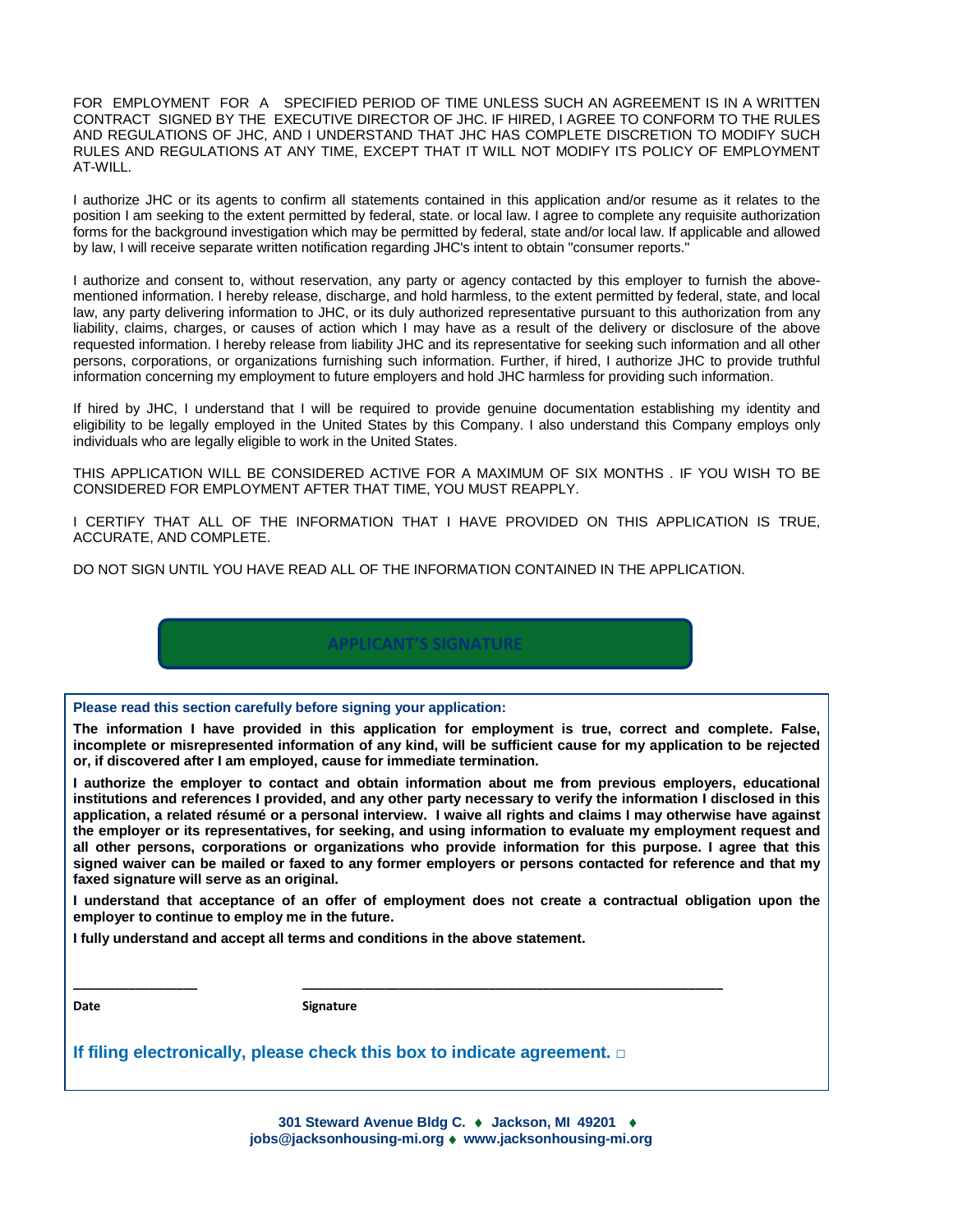FOR EMPLOYMENT FOR A SPECIFIED PERIOD OF TIME UNLESS SUCH AN AGREEMENT IS IN A WRITTEN CONTRACT SIGNED BY THE EXECUTIVE DIRECTOR OF JHC. IF HIRED, I AGREE TO CONFORM TO THE RULES AND REGULATIONS OF JHC, AND I UNDERSTAND THAT JHC HAS COMPLETE DISCRETION TO MODIFY SUCH RULES AND REGULATIONS AT ANY TIME, EXCEPT THAT IT WILL NOT MODIFY ITS POLICY OF EMPLOYMENT AT-WILL.

I authorize JHC or its agents to confirm all statements contained in this application and/or resume as it relates to the position I am seeking to the extent permitted by federal, state. or local law. I agree to complete any requisite authorization forms for the background investigation which may be permitted by federal, state and/or local law. If applicable and allowed by law, I will receive separate written notification regarding JHC's intent to obtain "consumer reports."

I authorize and consent to, without reservation, any party or agency contacted by this employer to furnish the above-mentioned information. I hereby release, discharge, and hold harmless, to the extent permitted by federal, state, and local law, any party delivering information to JHC, or its duly authorized representative pursuant to this authorization from any liability, claims, charges, or causes of action which I may have as a result of the delivery or disclosure of the above requested information. I hereby release from liability JHC and its representative for seeking such information and all other persons, corporations, or organizations furnishing such information. Further, if hired, I authorize JHC to provide truthful information concerning my employment to future employers and hold JHC harmless for providing such information.

If hired by JHC, I understand that I will be required to provide genuine documentation establishing my identity and eligibility to be legally employed in the United States by this Company. I also understand this Company employs only individuals who are legally eligible to work in the United States.

THIS APPLICATION WILL BE CONSIDERED ACTIVE FOR A MAXIMUM OF SIX MONTHS . IF YOU WISH TO BE CONSIDERED FOR EMPLOYMENT AFTER THAT TIME, YOU MUST REAPPLY.

I CERTIFY THAT ALL OF THE INFORMATION THAT I HAVE PROVIDED ON THIS APPLICATION IS TRUE, ACCURATE, AND COMPLETE.

DO NOT SIGN UNTIL YOU HAVE READ ALL OF THE INFORMATION CONTAINED IN THE APPLICATION.

## APPLICANT'S SIGNATURE

**Please read this section carefully before signing your application:**

**The information I have provided in this application for employment is true, correct and complete. False, incomplete or misrepresented information of any kind, will be sufficient cause for my application to be rejected or, if discovered after I am employed, cause for immediate termination.**

**I authorize the employer to contact and obtain information about me from previous employers, educational institutions and references I provided, and any other party necessary to verify the information I disclosed in this application, a related résumé or a personal interview. I waive all rights and claims I may otherwise have against the employer or its representatives, for seeking, and using information to evaluate my employment request and all other persons, corporations or organizations who provide information for this purpose. I agree that this signed waiver can be mailed or faxed to any former employers or persons contacted for reference and that my faxed signature will serve as an original.**

**I understand that acceptance of an offer of employment does not create a contractual obligation upon the employer to continue to employ me in the future.**

**I fully understand and accept all terms and conditions in the above statement.**

_________________ \_\_\_\_\_\_\_\_\_\_\_\_\_\_\_\_\_\_\_\_\_\_\_\_\_\_\_\_\_\_\_\_\_\_\_\_\_\_\_\_\_\_\_\_\_\_\_\_\_\_\_\_\_\_\_\_

**Date** **Signature**

**If filing electronically, please check this box to indicate agreement. ☐**

**301 Steward Avenue Bldg C. ♦ Jackson, MI 49201 ♦**
**jobs@jacksonhousing-mi.org ♦ www.jacksonhousing-mi.org**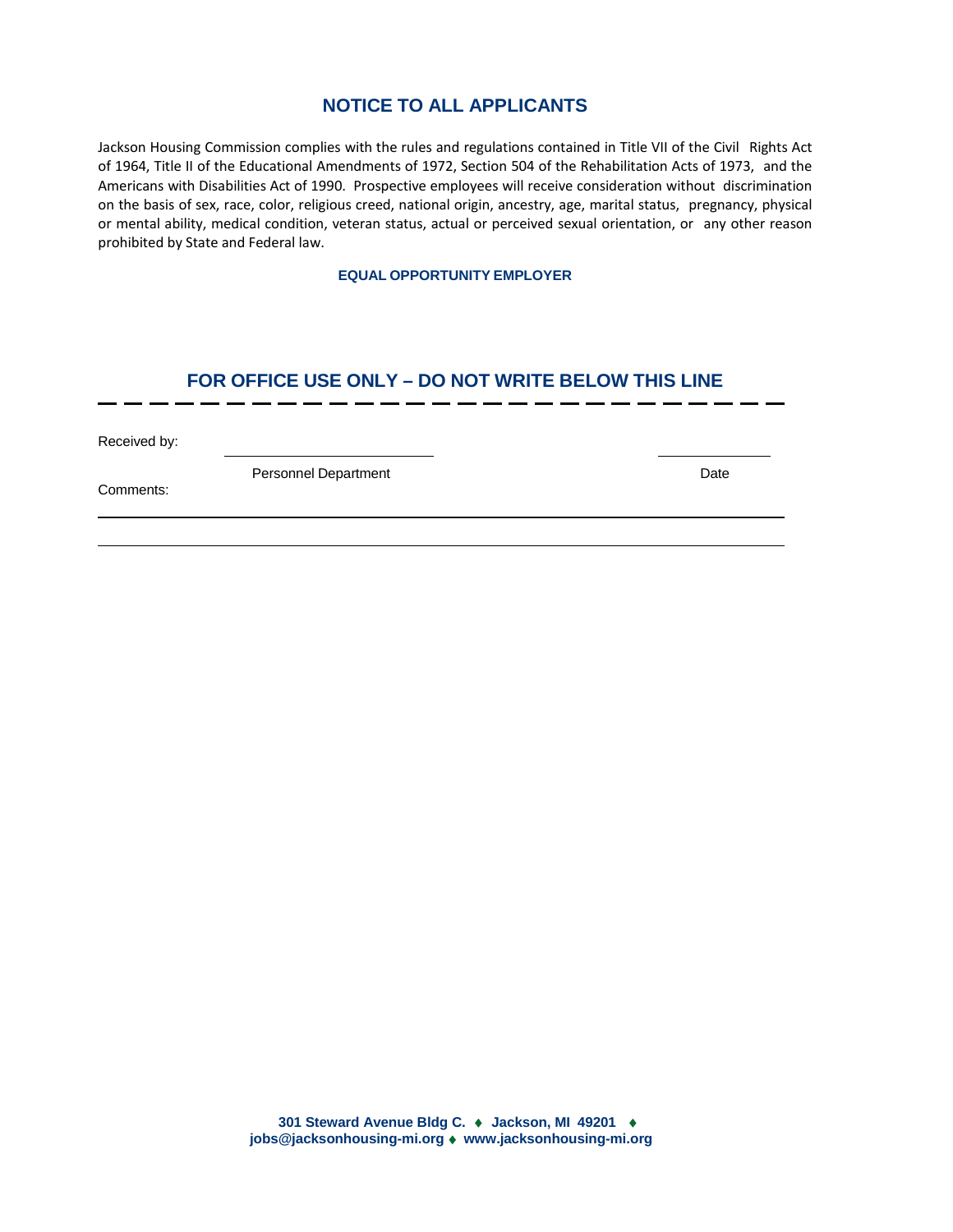## NOTICE TO ALL APPLICANTS

Jackson Housing Commission complies with the rules and regulations contained in Title VII of the Civil Rights Act of 1964, Title II of the Educational Amendments of 1972, Section 504 of the Rehabilitation Acts of 1973, and the Americans with Disabilities Act of 1990. Prospective employees will receive consideration without discrimination on the basis of sex, race, color, religious creed, national origin, ancestry, age, marital status, pregnancy, physical or mental ability, medical condition, veteran status, actual or perceived sexual orientation, or any other reason prohibited by State and Federal law.

**EQUAL OPPORTUNITY EMPLOYER**

## FOR OFFICE USE ONLY – DO NOT WRITE BELOW THIS LINE

Received by: ______________________________ ________________

Personnel Department                                                                 Date

Comments:

______________________________________________________________________

______________________________________________________________________

**301 Steward Avenue Bldg C. ♦ Jackson, MI 49201 ♦**
**jobs@jacksonhousing-mi.org ♦ www.jacksonhousing-mi.org**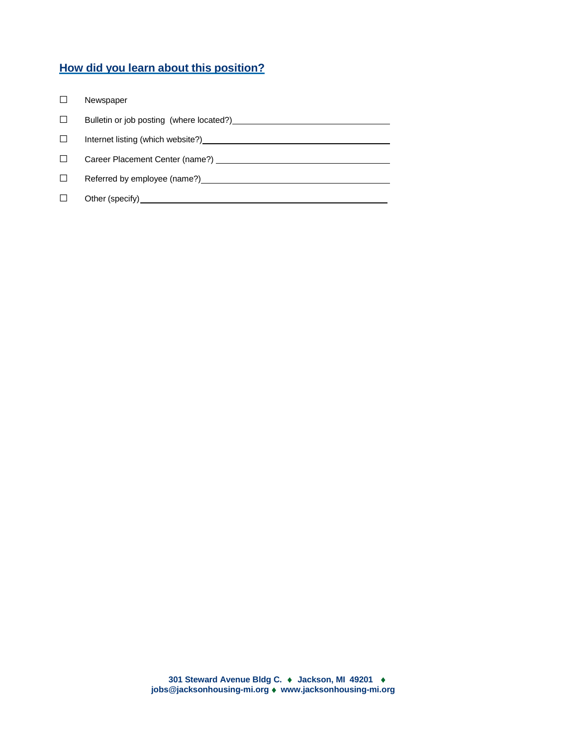## How did you learn about this position?

- ☐ Newspaper
- ☐ Bulletin or job posting (where located?) ______________________
- ☐ Internet listing (which website?) ______________________
- ☐ Career Placement Center (name?) ______________________
- ☐ Referred by employee (name?) ______________________
- ☐ Other (specify) ______________________